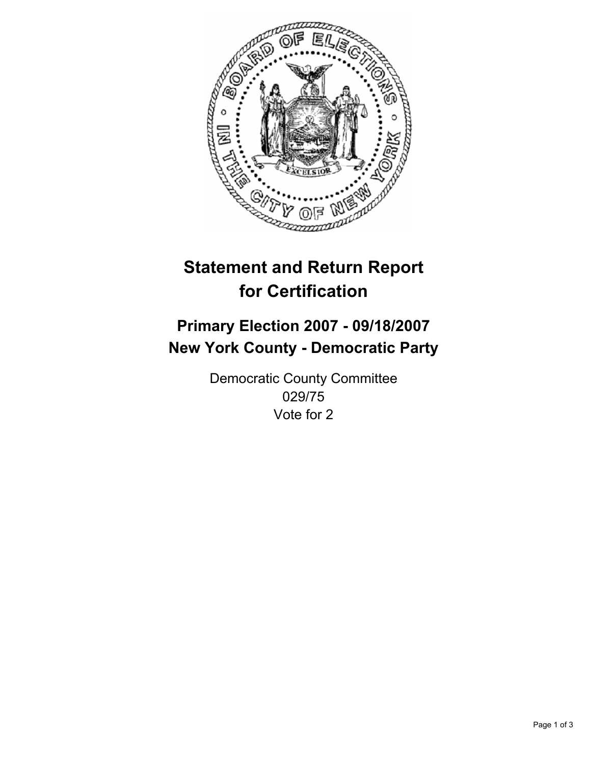# Statement and Return Report for Certification

## Primary Election 2007 - 09/18/2007
## New York County - Democratic Party

Democratic County Committee
029/75
Vote for 2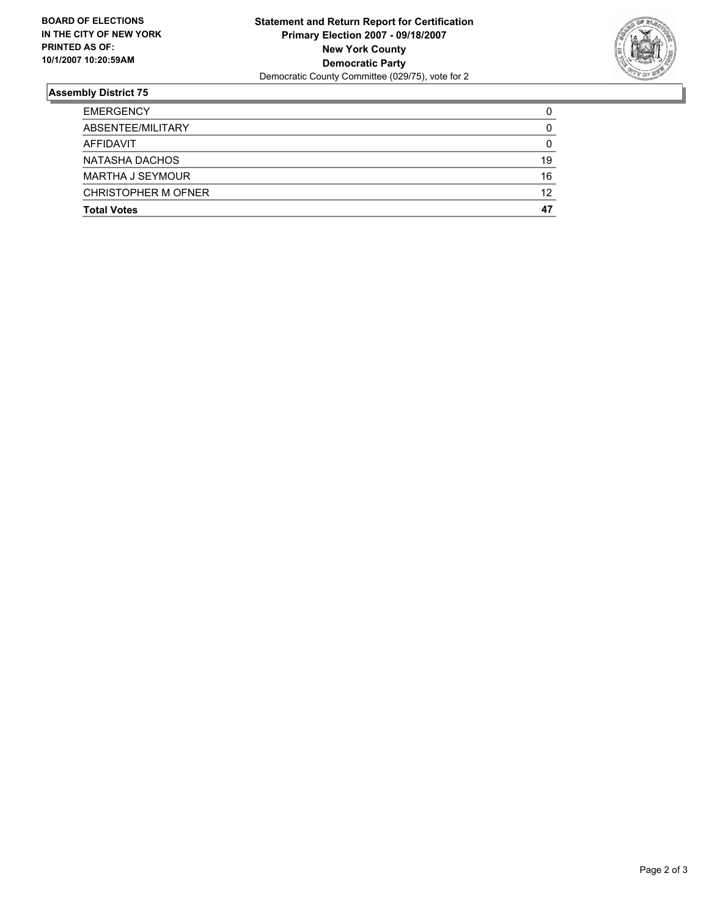**BOARD OF ELECTIONS IN THE CITY OF NEW YORK PRINTED AS OF: 10/1/2007 10:20:59AM**

**Statement and Return Report for Certification**
**Primary Election 2007 - 09/18/2007**
**New York County**
**Democratic Party**
Democratic County Committee (029/75), vote for 2

## Assembly District 75

| | |
|---|---|
| EMERGENCY | 0 |
| ABSENTEE/MILITARY | 0 |
| AFFIDAVIT | 0 |
| NATASHA DACHOS | 19 |
| MARTHA J SEYMOUR | 16 |
| CHRISTOPHER M OFNER | 12 |
| **Total Votes** | **47** |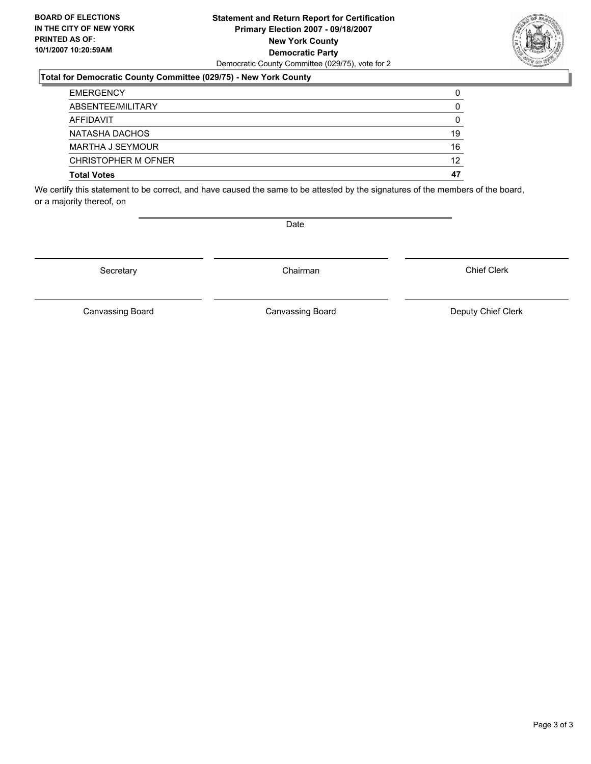**BOARD OF ELECTIONS IN THE CITY OF NEW YORK PRINTED AS OF: 10/1/2007 10:20:59AM**

**Statement and Return Report for Certification**
**Primary Election 2007 - 09/18/2007**
**New York County**
**Democratic Party**
Democratic County Committee (029/75), vote for 2

### Total for Democratic County Committee (029/75) - New York County

| | |
|---|---|
| EMERGENCY | 0 |
| ABSENTEE/MILITARY | 0 |
| AFFIDAVIT | 0 |
| NATASHA DACHOS | 19 |
| MARTHA J SEYMOUR | 16 |
| CHRISTOPHER M OFNER | 12 |
| **Total Votes** | **47** |

We certify this statement to be correct, and have caused the same to be attested by the signatures of the members of the board, or a majority thereof, on

Date

Secretary | Chairman | Chief Clerk

Canvassing Board | Canvassing Board | Deputy Chief Clerk